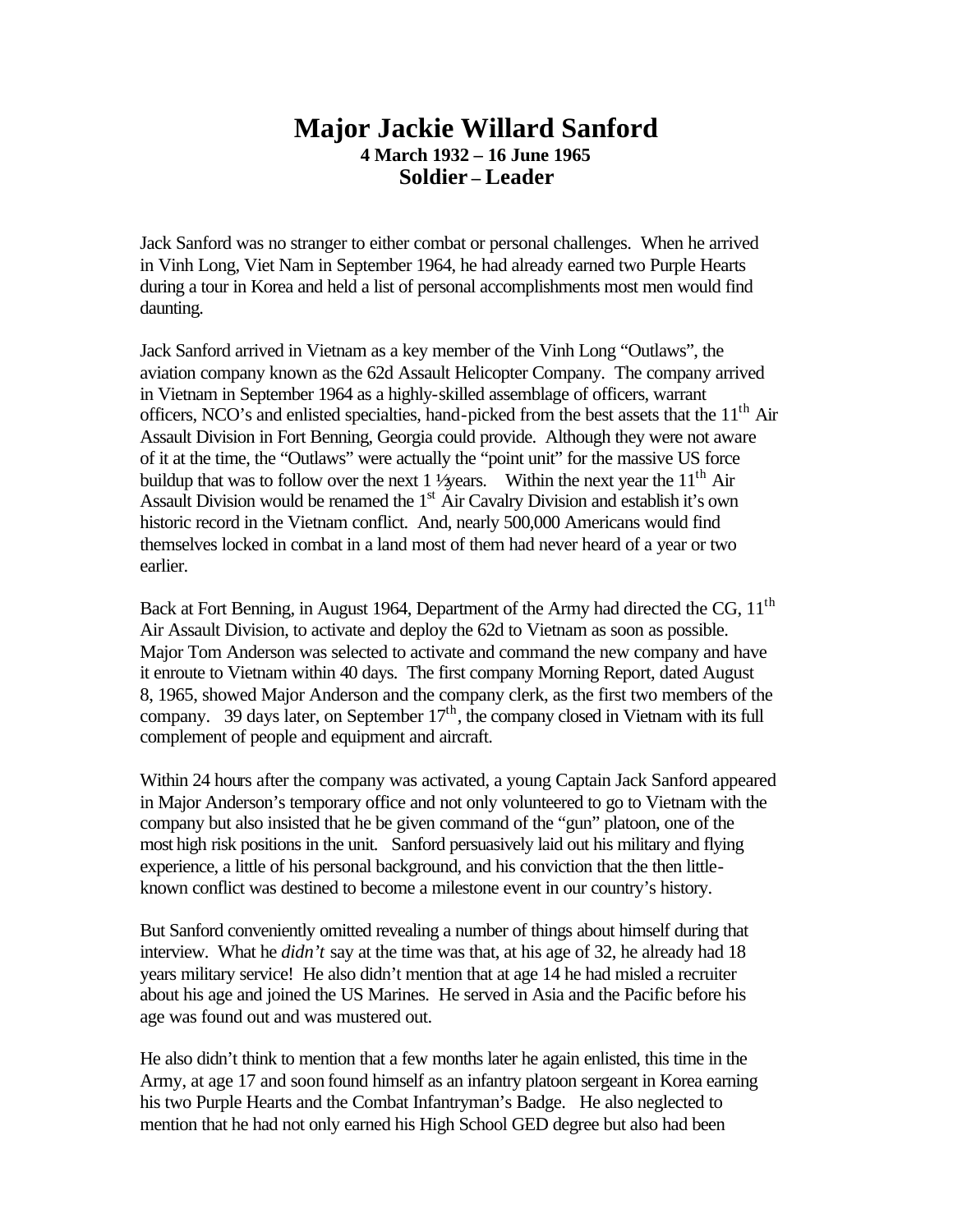# Major Jackie Willard Sanford

**4 March 1932 – 16 June 1965**

**Soldier – Leader**

Jack Sanford was no stranger to either combat or personal challenges. When he arrived in Vinh Long, Viet Nam in September 1964, he had already earned two Purple Hearts during a tour in Korea and held a list of personal accomplishments most men would find daunting.

Jack Sanford arrived in Vietnam as a key member of the Vinh Long "Outlaws", the aviation company known as the 62d Assault Helicopter Company. The company arrived in Vietnam in September 1964 as a highly-skilled assemblage of officers, warrant officers, NCO's and enlisted specialties, hand-picked from the best assets that the 11th Air Assault Division in Fort Benning, Georgia could provide. Although they were not aware of it at the time, the "Outlaws" were actually the "point unit" for the massive US force buildup that was to follow over the next 1 ½ years. Within the next year the 11th Air Assault Division would be renamed the 1st Air Cavalry Division and establish it's own historic record in the Vietnam conflict. And, nearly 500,000 Americans would find themselves locked in combat in a land most of them had never heard of a year or two earlier.

Back at Fort Benning, in August 1964, Department of the Army had directed the CG, 11th Air Assault Division, to activate and deploy the 62d to Vietnam as soon as possible. Major Tom Anderson was selected to activate and command the new company and have it enroute to Vietnam within 40 days. The first company Morning Report, dated August 8, 1965, showed Major Anderson and the company clerk, as the first two members of the company. 39 days later, on September 17th, the company closed in Vietnam with its full complement of people and equipment and aircraft.

Within 24 hours after the company was activated, a young Captain Jack Sanford appeared in Major Anderson's temporary office and not only volunteered to go to Vietnam with the company but also insisted that he be given command of the "gun" platoon, one of the most high risk positions in the unit. Sanford persuasively laid out his military and flying experience, a little of his personal background, and his conviction that the then little-known conflict was destined to become a milestone event in our country's history.

But Sanford conveniently omitted revealing a number of things about himself during that interview. What he *didn't* say at the time was that, at his age of 32, he already had 18 years military service! He also didn't mention that at age 14 he had misled a recruiter about his age and joined the US Marines. He served in Asia and the Pacific before his age was found out and was mustered out.

He also didn't think to mention that a few months later he again enlisted, this time in the Army, at age 17 and soon found himself as an infantry platoon sergeant in Korea earning his two Purple Hearts and the Combat Infantryman's Badge. He also neglected to mention that he had not only earned his High School GED degree but also had been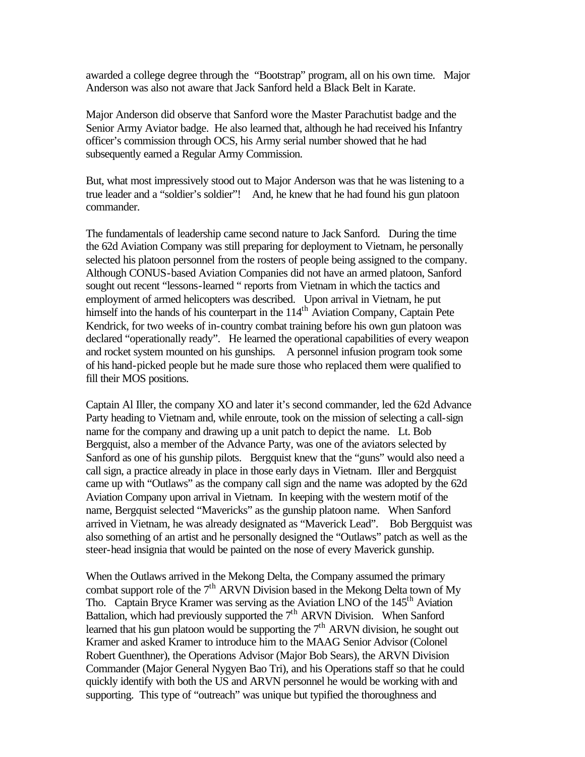awarded a college degree through the "Bootstrap" program, all on his own time. Major Anderson was also not aware that Jack Sanford held a Black Belt in Karate.

Major Anderson did observe that Sanford wore the Master Parachutist badge and the Senior Army Aviator badge. He also learned that, although he had received his Infantry officer's commission through OCS, his Army serial number showed that he had subsequently earned a Regular Army Commission.

But, what most impressively stood out to Major Anderson was that he was listening to a true leader and a "soldier's soldier"! And, he knew that he had found his gun platoon commander.

The fundamentals of leadership came second nature to Jack Sanford. During the time the 62d Aviation Company was still preparing for deployment to Vietnam, he personally selected his platoon personnel from the rosters of people being assigned to the company. Although CONUS-based Aviation Companies did not have an armed platoon, Sanford sought out recent "lessons-learned " reports from Vietnam in which the tactics and employment of armed helicopters was described. Upon arrival in Vietnam, he put himself into the hands of his counterpart in the 114th Aviation Company, Captain Pete Kendrick, for two weeks of in-country combat training before his own gun platoon was declared "operationally ready". He learned the operational capabilities of every weapon and rocket system mounted on his gunships. A personnel infusion program took some of his hand-picked people but he made sure those who replaced them were qualified to fill their MOS positions.

Captain Al Iller, the company XO and later it's second commander, led the 62d Advance Party heading to Vietnam and, while enroute, took on the mission of selecting a call-sign name for the company and drawing up a unit patch to depict the name. Lt. Bob Bergquist, also a member of the Advance Party, was one of the aviators selected by Sanford as one of his gunship pilots. Bergquist knew that the "guns" would also need a call sign, a practice already in place in those early days in Vietnam. Iller and Bergquist came up with "Outlaws" as the company call sign and the name was adopted by the 62d Aviation Company upon arrival in Vietnam. In keeping with the western motif of the name, Bergquist selected "Mavericks" as the gunship platoon name. When Sanford arrived in Vietnam, he was already designated as "Maverick Lead". Bob Bergquist was also something of an artist and he personally designed the "Outlaws" patch as well as the steer-head insignia that would be painted on the nose of every Maverick gunship.

When the Outlaws arrived in the Mekong Delta, the Company assumed the primary combat support role of the 7th ARVN Division based in the Mekong Delta town of My Tho. Captain Bryce Kramer was serving as the Aviation LNO of the 145th Aviation Battalion, which had previously supported the 7th ARVN Division. When Sanford learned that his gun platoon would be supporting the 7th ARVN division, he sought out Kramer and asked Kramer to introduce him to the MAAG Senior Advisor (Colonel Robert Guenthner), the Operations Advisor (Major Bob Sears), the ARVN Division Commander (Major General Nygyen Bao Tri), and his Operations staff so that he could quickly identify with both the US and ARVN personnel he would be working with and supporting. This type of "outreach" was unique but typified the thoroughness and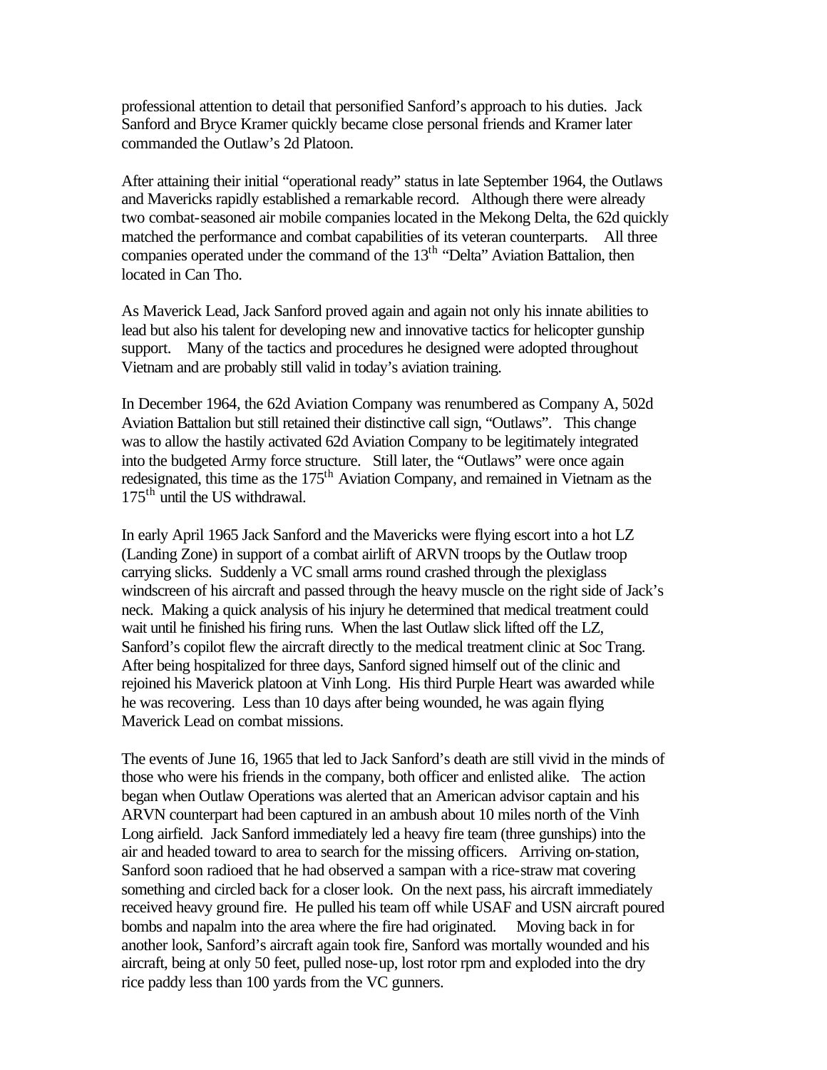professional attention to detail that personified Sanford's approach to his duties. Jack Sanford and Bryce Kramer quickly became close personal friends and Kramer later commanded the Outlaw's 2d Platoon.

After attaining their initial "operational ready" status in late September 1964, the Outlaws and Mavericks rapidly established a remarkable record. Although there were already two combat-seasoned air mobile companies located in the Mekong Delta, the 62d quickly matched the performance and combat capabilities of its veteran counterparts. All three companies operated under the command of the 13th "Delta" Aviation Battalion, then located in Can Tho.

As Maverick Lead, Jack Sanford proved again and again not only his innate abilities to lead but also his talent for developing new and innovative tactics for helicopter gunship support. Many of the tactics and procedures he designed were adopted throughout Vietnam and are probably still valid in today's aviation training.

In December 1964, the 62d Aviation Company was renumbered as Company A, 502d Aviation Battalion but still retained their distinctive call sign, "Outlaws". This change was to allow the hastily activated 62d Aviation Company to be legitimately integrated into the budgeted Army force structure. Still later, the "Outlaws" were once again redesignated, this time as the 175th Aviation Company, and remained in Vietnam as the 175th until the US withdrawal.

In early April 1965 Jack Sanford and the Mavericks were flying escort into a hot LZ (Landing Zone) in support of a combat airlift of ARVN troops by the Outlaw troop carrying slicks. Suddenly a VC small arms round crashed through the plexiglass windscreen of his aircraft and passed through the heavy muscle on the right side of Jack's neck. Making a quick analysis of his injury he determined that medical treatment could wait until he finished his firing runs. When the last Outlaw slick lifted off the LZ, Sanford's copilot flew the aircraft directly to the medical treatment clinic at Soc Trang. After being hospitalized for three days, Sanford signed himself out of the clinic and rejoined his Maverick platoon at Vinh Long. His third Purple Heart was awarded while he was recovering. Less than 10 days after being wounded, he was again flying Maverick Lead on combat missions.

The events of June 16, 1965 that led to Jack Sanford's death are still vivid in the minds of those who were his friends in the company, both officer and enlisted alike. The action began when Outlaw Operations was alerted that an American advisor captain and his ARVN counterpart had been captured in an ambush about 10 miles north of the Vinh Long airfield. Jack Sanford immediately led a heavy fire team (three gunships) into the air and headed toward to area to search for the missing officers. Arriving on-station, Sanford soon radioed that he had observed a sampan with a rice-straw mat covering something and circled back for a closer look. On the next pass, his aircraft immediately received heavy ground fire. He pulled his team off while USAF and USN aircraft poured bombs and napalm into the area where the fire had originated. Moving back in for another look, Sanford's aircraft again took fire, Sanford was mortally wounded and his aircraft, being at only 50 feet, pulled nose-up, lost rotor rpm and exploded into the dry rice paddy less than 100 yards from the VC gunners.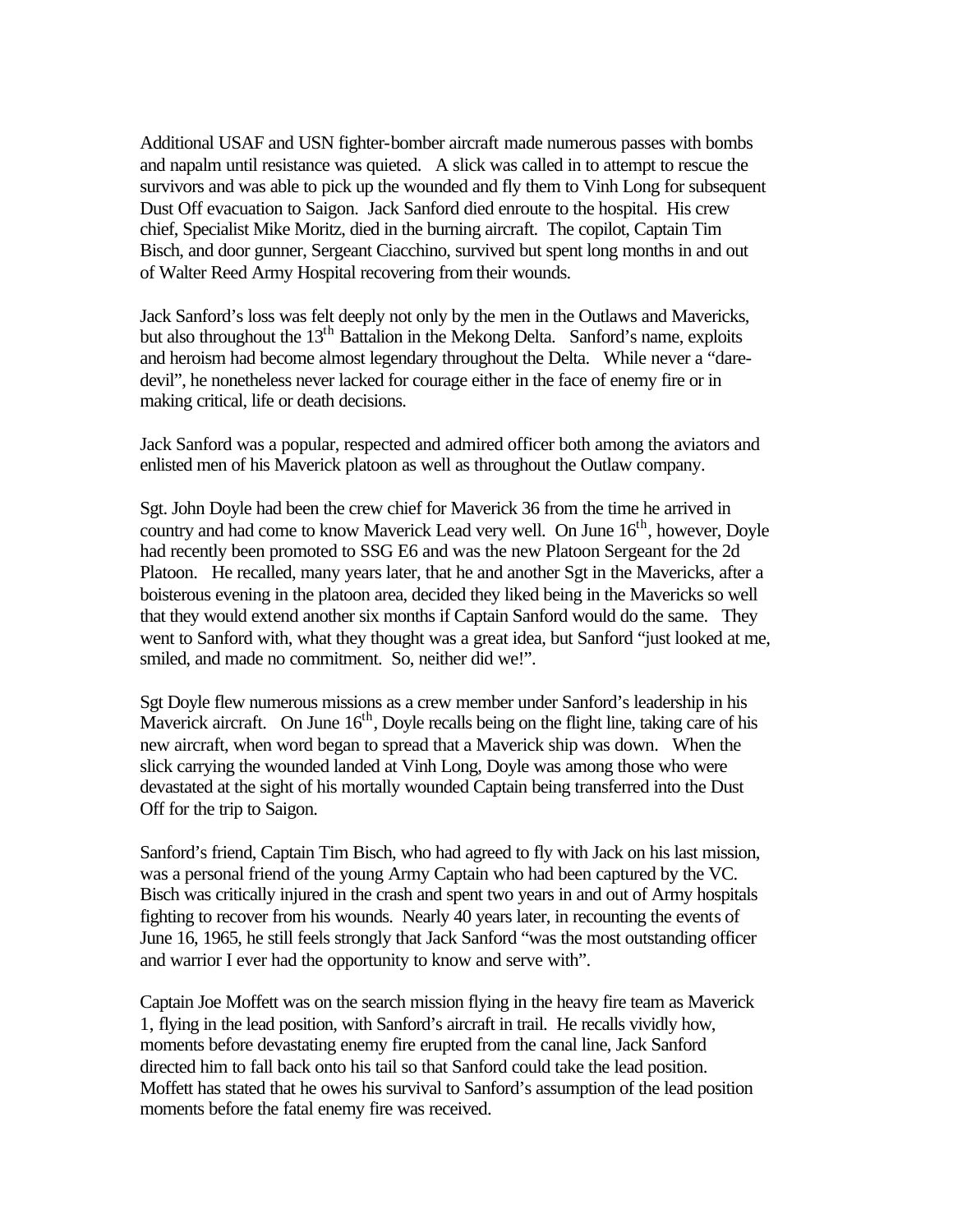Additional USAF and USN fighter-bomber aircraft made numerous passes with bombs and napalm until resistance was quieted. A slick was called in to attempt to rescue the survivors and was able to pick up the wounded and fly them to Vinh Long for subsequent Dust Off evacuation to Saigon. Jack Sanford died enroute to the hospital. His crew chief, Specialist Mike Moritz, died in the burning aircraft. The copilot, Captain Tim Bisch, and door gunner, Sergeant Ciacchino, survived but spent long months in and out of Walter Reed Army Hospital recovering from their wounds.

Jack Sanford's loss was felt deeply not only by the men in the Outlaws and Mavericks, but also throughout the 13th Battalion in the Mekong Delta. Sanford's name, exploits and heroism had become almost legendary throughout the Delta. While never a "dare-devil", he nonetheless never lacked for courage either in the face of enemy fire or in making critical, life or death decisions.

Jack Sanford was a popular, respected and admired officer both among the aviators and enlisted men of his Maverick platoon as well as throughout the Outlaw company.

Sgt. John Doyle had been the crew chief for Maverick 36 from the time he arrived in country and had come to know Maverick Lead very well. On June 16th, however, Doyle had recently been promoted to SSG E6 and was the new Platoon Sergeant for the 2d Platoon. He recalled, many years later, that he and another Sgt in the Mavericks, after a boisterous evening in the platoon area, decided they liked being in the Mavericks so well that they would extend another six months if Captain Sanford would do the same. They went to Sanford with, what they thought was a great idea, but Sanford "just looked at me, smiled, and made no commitment. So, neither did we!".

Sgt Doyle flew numerous missions as a crew member under Sanford's leadership in his Maverick aircraft. On June 16th, Doyle recalls being on the flight line, taking care of his new aircraft, when word began to spread that a Maverick ship was down. When the slick carrying the wounded landed at Vinh Long, Doyle was among those who were devastated at the sight of his mortally wounded Captain being transferred into the Dust Off for the trip to Saigon.

Sanford's friend, Captain Tim Bisch, who had agreed to fly with Jack on his last mission, was a personal friend of the young Army Captain who had been captured by the VC. Bisch was critically injured in the crash and spent two years in and out of Army hospitals fighting to recover from his wounds. Nearly 40 years later, in recounting the events of June 16, 1965, he still feels strongly that Jack Sanford "was the most outstanding officer and warrior I ever had the opportunity to know and serve with".

Captain Joe Moffett was on the search mission flying in the heavy fire team as Maverick 1, flying in the lead position, with Sanford's aircraft in trail. He recalls vividly how, moments before devastating enemy fire erupted from the canal line, Jack Sanford directed him to fall back onto his tail so that Sanford could take the lead position. Moffett has stated that he owes his survival to Sanford's assumption of the lead position moments before the fatal enemy fire was received.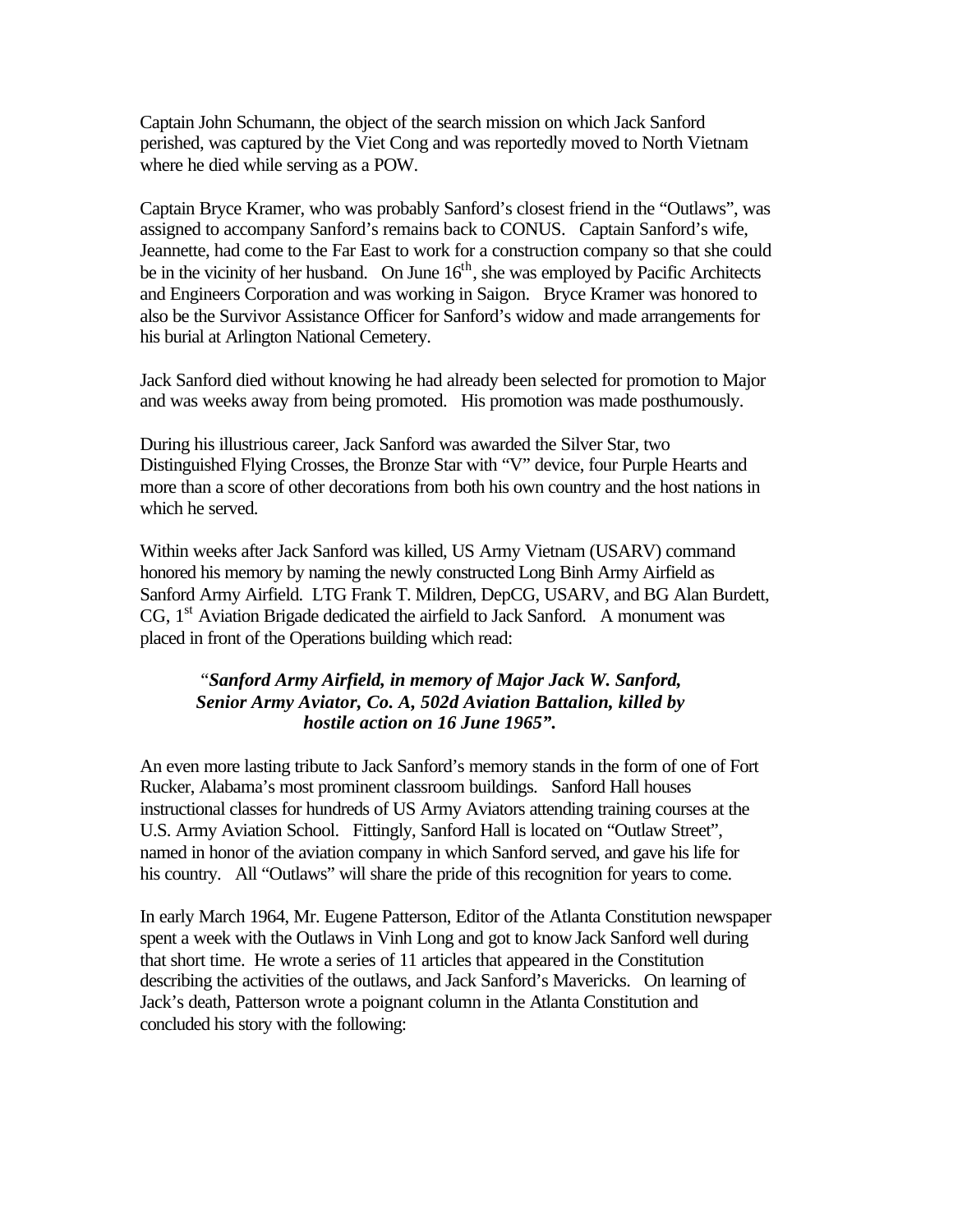Captain John Schumann, the object of the search mission on which Jack Sanford perished, was captured by the Viet Cong and was reportedly moved to North Vietnam where he died while serving as a POW.

Captain Bryce Kramer, who was probably Sanford's closest friend in the "Outlaws", was assigned to accompany Sanford's remains back to CONUS. Captain Sanford's wife, Jeannette, had come to the Far East to work for a construction company so that she could be in the vicinity of her husband. On June 16th, she was employed by Pacific Architects and Engineers Corporation and was working in Saigon. Bryce Kramer was honored to also be the Survivor Assistance Officer for Sanford's widow and made arrangements for his burial at Arlington National Cemetery.

Jack Sanford died without knowing he had already been selected for promotion to Major and was weeks away from being promoted. His promotion was made posthumously.

During his illustrious career, Jack Sanford was awarded the Silver Star, two Distinguished Flying Crosses, the Bronze Star with "V" device, four Purple Hearts and more than a score of other decorations from both his own country and the host nations in which he served.

Within weeks after Jack Sanford was killed, US Army Vietnam (USARV) command honored his memory by naming the newly constructed Long Binh Army Airfield as Sanford Army Airfield. LTG Frank T. Mildren, DepCG, USARV, and BG Alan Burdett, CG, 1st Aviation Brigade dedicated the airfield to Jack Sanford. A monument was placed in front of the Operations building which read:

> ***"Sanford Army Airfield, in memory of Major Jack W. Sanford, Senior Army Aviator, Co. A, 502d Aviation Battalion, killed by hostile action on 16 June 1965".***

An even more lasting tribute to Jack Sanford's memory stands in the form of one of Fort Rucker, Alabama's most prominent classroom buildings. Sanford Hall houses instructional classes for hundreds of US Army Aviators attending training courses at the U.S. Army Aviation School. Fittingly, Sanford Hall is located on "Outlaw Street", named in honor of the aviation company in which Sanford served, and gave his life for his country. All "Outlaws" will share the pride of this recognition for years to come.

In early March 1964, Mr. Eugene Patterson, Editor of the Atlanta Constitution newspaper spent a week with the Outlaws in Vinh Long and got to know Jack Sanford well during that short time. He wrote a series of 11 articles that appeared in the Constitution describing the activities of the outlaws, and Jack Sanford's Mavericks. On learning of Jack's death, Patterson wrote a poignant column in the Atlanta Constitution and concluded his story with the following: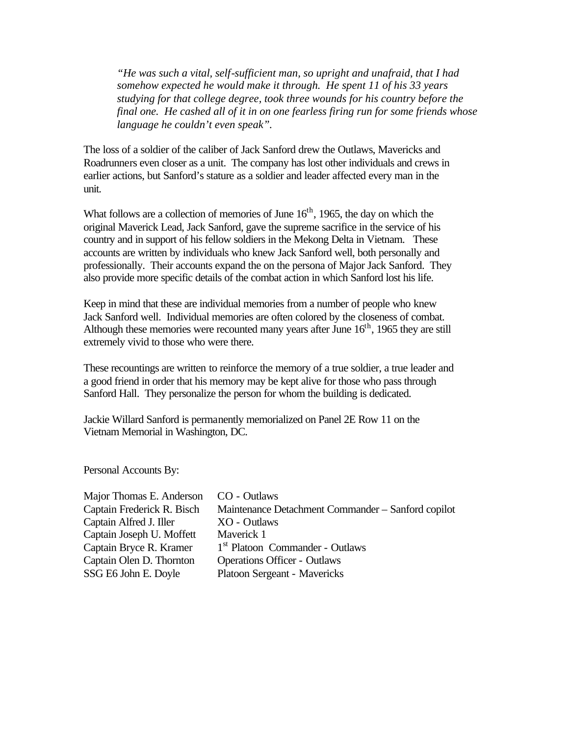*"He was such a vital, self-sufficient man, so upright and unafraid, that I had somehow expected he would make it through. He spent 11 of his 33 years studying for that college degree, took three wounds for his country before the final one. He cashed all of it in on one fearless firing run for some friends whose language he couldn't even speak".*

The loss of a soldier of the caliber of Jack Sanford drew the Outlaws, Mavericks and Roadrunners even closer as a unit. The company has lost other individuals and crews in earlier actions, but Sanford's stature as a soldier and leader affected every man in the unit.

What follows are a collection of memories of June 16th, 1965, the day on which the original Maverick Lead, Jack Sanford, gave the supreme sacrifice in the service of his country and in support of his fellow soldiers in the Mekong Delta in Vietnam. These accounts are written by individuals who knew Jack Sanford well, both personally and professionally. Their accounts expand the on the persona of Major Jack Sanford. They also provide more specific details of the combat action in which Sanford lost his life.

Keep in mind that these are individual memories from a number of people who knew Jack Sanford well. Individual memories are often colored by the closeness of combat. Although these memories were recounted many years after June 16th, 1965 they are still extremely vivid to those who were there.

These recountings are written to reinforce the memory of a true soldier, a true leader and a good friend in order that his memory may be kept alive for those who pass through Sanford Hall. They personalize the person for whom the building is dedicated.

Jackie Willard Sanford is permanently memorialized on Panel 2E Row 11 on the Vietnam Memorial in Washington, DC.

Personal Accounts By:

| | |
|---|---|
| Major Thomas E. Anderson | CO - Outlaws |
| Captain Frederick R. Bisch | Maintenance Detachment Commander – Sanford copilot |
| Captain Alfred J. Iller | XO - Outlaws |
| Captain Joseph U. Moffett | Maverick 1 |
| Captain Bryce R. Kramer | 1st Platoon Commander - Outlaws |
| Captain Olen D. Thornton | Operations Officer - Outlaws |
| SSG E6 John E. Doyle | Platoon Sergeant - Mavericks |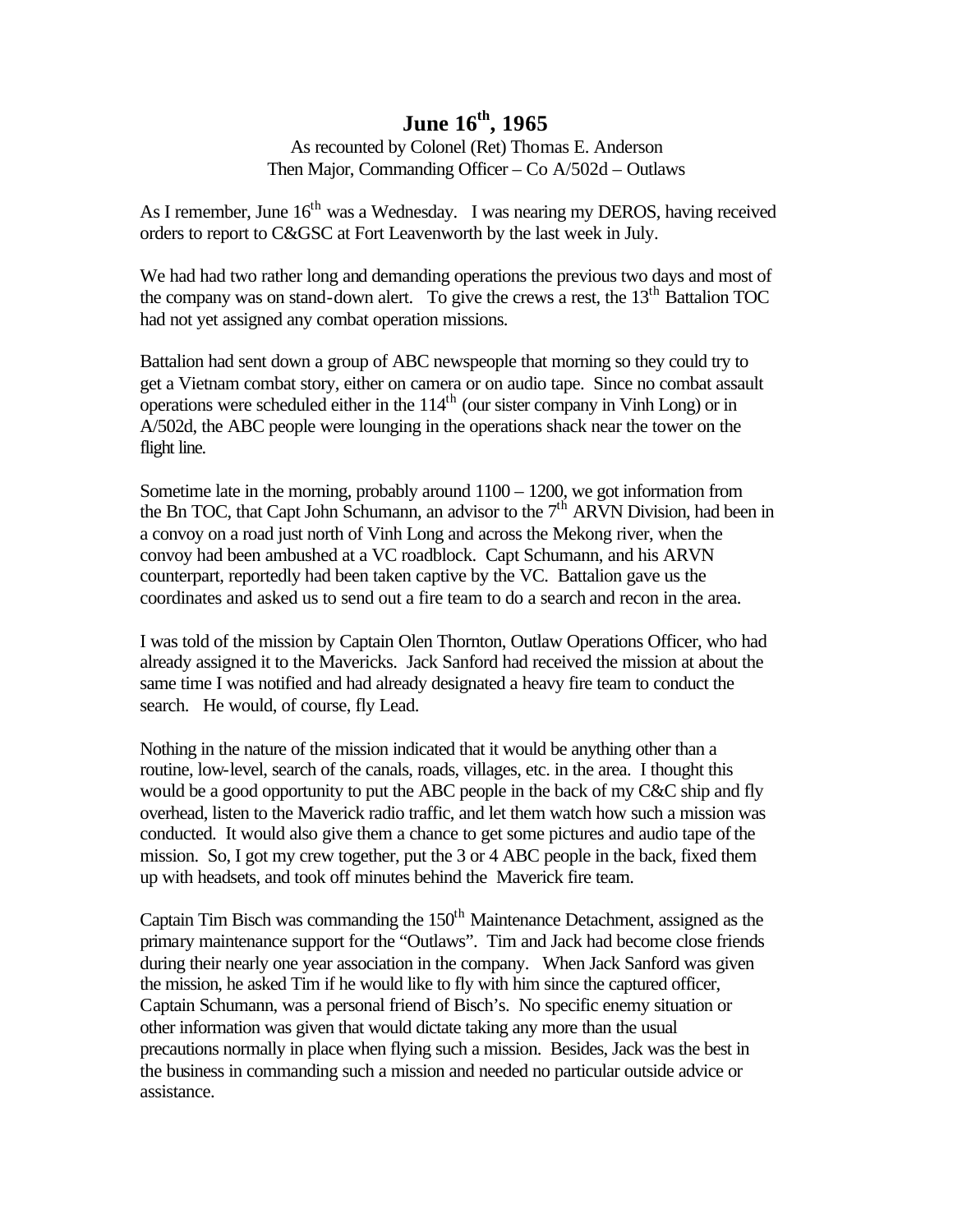# June 16th, 1965

As recounted by Colonel (Ret) Thomas E. Anderson
Then Major, Commanding Officer – Co A/502d – Outlaws

As I remember, June 16th was a Wednesday. I was nearing my DEROS, having received orders to report to C&GSC at Fort Leavenworth by the last week in July.

We had had two rather long and demanding operations the previous two days and most of the company was on stand-down alert. To give the crews a rest, the 13th Battalion TOC had not yet assigned any combat operation missions.

Battalion had sent down a group of ABC newspeople that morning so they could try to get a Vietnam combat story, either on camera or on audio tape. Since no combat assault operations were scheduled either in the 114th (our sister company in Vinh Long) or in A/502d, the ABC people were lounging in the operations shack near the tower on the flight line.

Sometime late in the morning, probably around 1100 – 1200, we got information from the Bn TOC, that Capt John Schumann, an advisor to the 7th ARVN Division, had been in a convoy on a road just north of Vinh Long and across the Mekong river, when the convoy had been ambushed at a VC roadblock. Capt Schumann, and his ARVN counterpart, reportedly had been taken captive by the VC. Battalion gave us the coordinates and asked us to send out a fire team to do a search and recon in the area.

I was told of the mission by Captain Olen Thornton, Outlaw Operations Officer, who had already assigned it to the Mavericks. Jack Sanford had received the mission at about the same time I was notified and had already designated a heavy fire team to conduct the search. He would, of course, fly Lead.

Nothing in the nature of the mission indicated that it would be anything other than a routine, low-level, search of the canals, roads, villages, etc. in the area. I thought this would be a good opportunity to put the ABC people in the back of my C&C ship and fly overhead, listen to the Maverick radio traffic, and let them watch how such a mission was conducted. It would also give them a chance to get some pictures and audio tape of the mission. So, I got my crew together, put the 3 or 4 ABC people in the back, fixed them up with headsets, and took off minutes behind the Maverick fire team.

Captain Tim Bisch was commanding the 150th Maintenance Detachment, assigned as the primary maintenance support for the "Outlaws". Tim and Jack had become close friends during their nearly one year association in the company. When Jack Sanford was given the mission, he asked Tim if he would like to fly with him since the captured officer, Captain Schumann, was a personal friend of Bisch's. No specific enemy situation or other information was given that would dictate taking any more than the usual precautions normally in place when flying such a mission. Besides, Jack was the best in the business in commanding such a mission and needed no particular outside advice or assistance.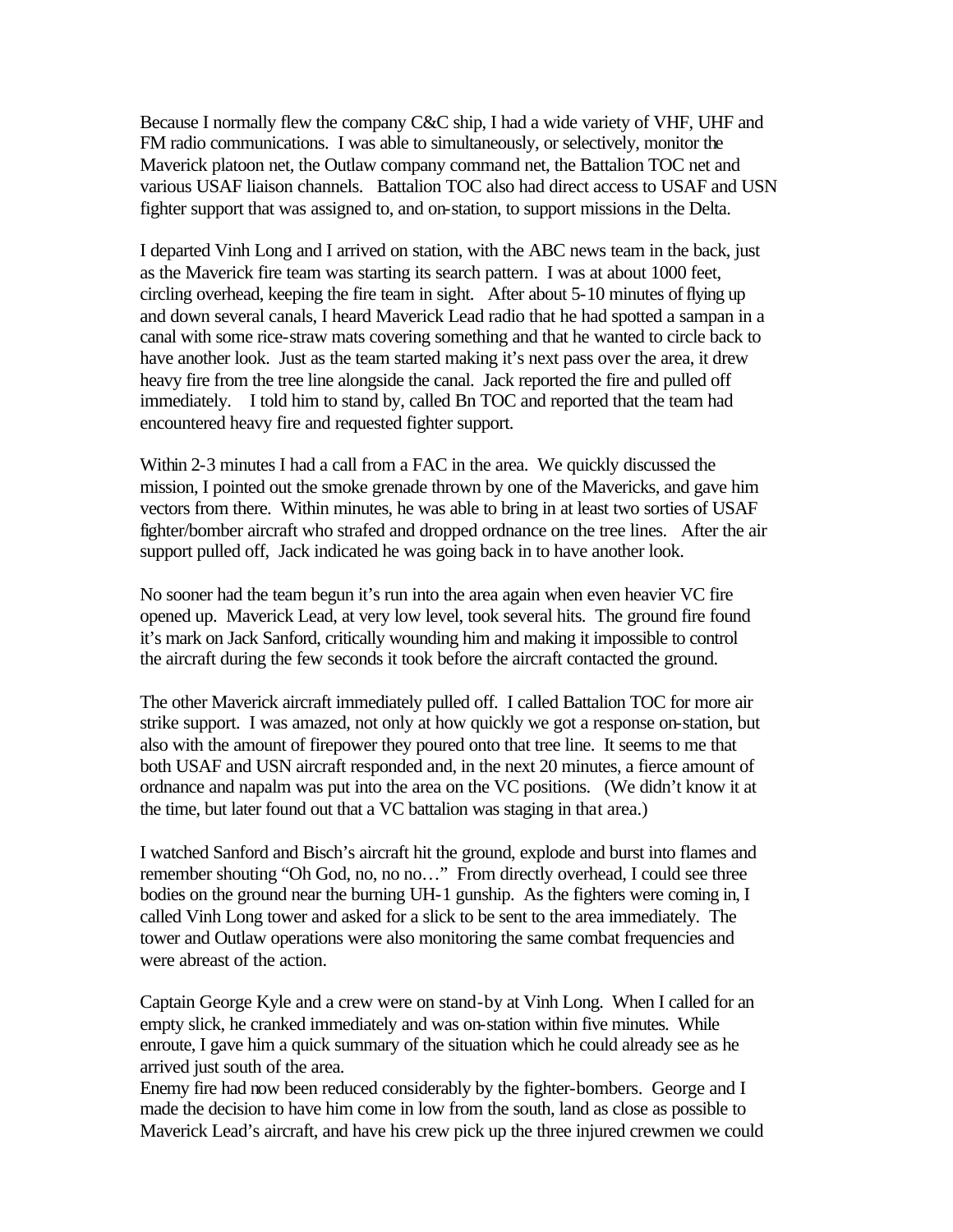Because I normally flew the company C&C ship, I had a wide variety of VHF, UHF and FM radio communications. I was able to simultaneously, or selectively, monitor the Maverick platoon net, the Outlaw company command net, the Battalion TOC net and various USAF liaison channels. Battalion TOC also had direct access to USAF and USN fighter support that was assigned to, and on-station, to support missions in the Delta.

I departed Vinh Long and I arrived on station, with the ABC news team in the back, just as the Maverick fire team was starting its search pattern. I was at about 1000 feet, circling overhead, keeping the fire team in sight. After about 5-10 minutes of flying up and down several canals, I heard Maverick Lead radio that he had spotted a sampan in a canal with some rice-straw mats covering something and that he wanted to circle back to have another look. Just as the team started making it's next pass over the area, it drew heavy fire from the tree line alongside the canal. Jack reported the fire and pulled off immediately. I told him to stand by, called Bn TOC and reported that the team had encountered heavy fire and requested fighter support.

Within 2-3 minutes I had a call from a FAC in the area. We quickly discussed the mission, I pointed out the smoke grenade thrown by one of the Mavericks, and gave him vectors from there. Within minutes, he was able to bring in at least two sorties of USAF fighter/bomber aircraft who strafed and dropped ordnance on the tree lines. After the air support pulled off, Jack indicated he was going back in to have another look.

No sooner had the team begun it's run into the area again when even heavier VC fire opened up. Maverick Lead, at very low level, took several hits. The ground fire found it's mark on Jack Sanford, critically wounding him and making it impossible to control the aircraft during the few seconds it took before the aircraft contacted the ground.

The other Maverick aircraft immediately pulled off. I called Battalion TOC for more air strike support. I was amazed, not only at how quickly we got a response on-station, but also with the amount of firepower they poured onto that tree line. It seems to me that both USAF and USN aircraft responded and, in the next 20 minutes, a fierce amount of ordnance and napalm was put into the area on the VC positions. (We didn't know it at the time, but later found out that a VC battalion was staging in that area.)

I watched Sanford and Bisch's aircraft hit the ground, explode and burst into flames and remember shouting "Oh God, no, no no…" From directly overhead, I could see three bodies on the ground near the burning UH-1 gunship. As the fighters were coming in, I called Vinh Long tower and asked for a slick to be sent to the area immediately. The tower and Outlaw operations were also monitoring the same combat frequencies and were abreast of the action.

Captain George Kyle and a crew were on stand-by at Vinh Long. When I called for an empty slick, he cranked immediately and was on-station within five minutes. While enroute, I gave him a quick summary of the situation which he could already see as he arrived just south of the area.
Enemy fire had now been reduced considerably by the fighter-bombers. George and I made the decision to have him come in low from the south, land as close as possible to Maverick Lead's aircraft, and have his crew pick up the three injured crewmen we could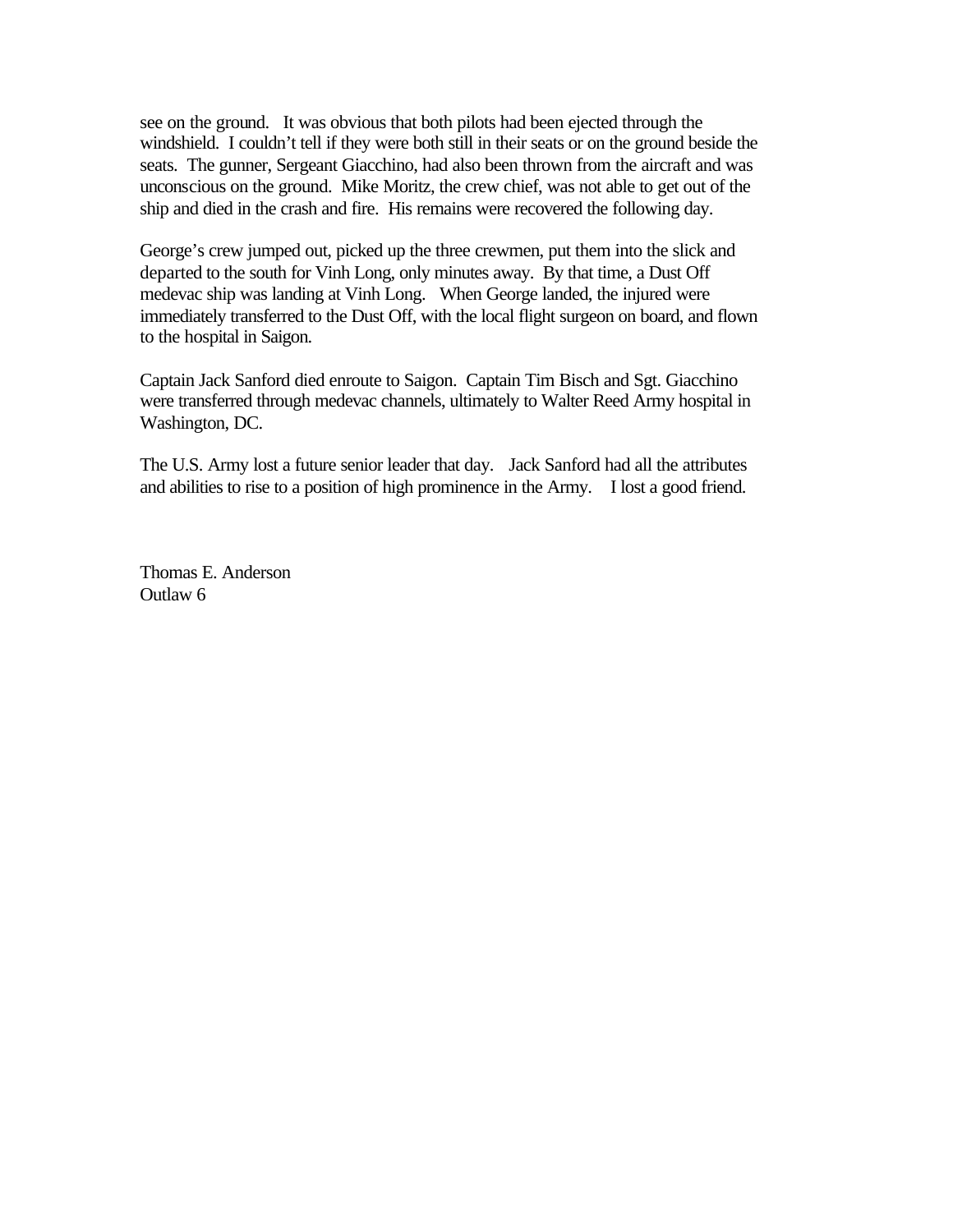see on the ground. It was obvious that both pilots had been ejected through the windshield. I couldn't tell if they were both still in their seats or on the ground beside the seats. The gunner, Sergeant Giacchino, had also been thrown from the aircraft and was unconscious on the ground. Mike Moritz, the crew chief, was not able to get out of the ship and died in the crash and fire. His remains were recovered the following day.

George's crew jumped out, picked up the three crewmen, put them into the slick and departed to the south for Vinh Long, only minutes away. By that time, a Dust Off medevac ship was landing at Vinh Long. When George landed, the injured were immediately transferred to the Dust Off, with the local flight surgeon on board, and flown to the hospital in Saigon.

Captain Jack Sanford died enroute to Saigon. Captain Tim Bisch and Sgt. Giacchino were transferred through medevac channels, ultimately to Walter Reed Army hospital in Washington, DC.

The U.S. Army lost a future senior leader that day. Jack Sanford had all the attributes and abilities to rise to a position of high prominence in the Army. I lost a good friend.

Thomas E. Anderson
Outlaw 6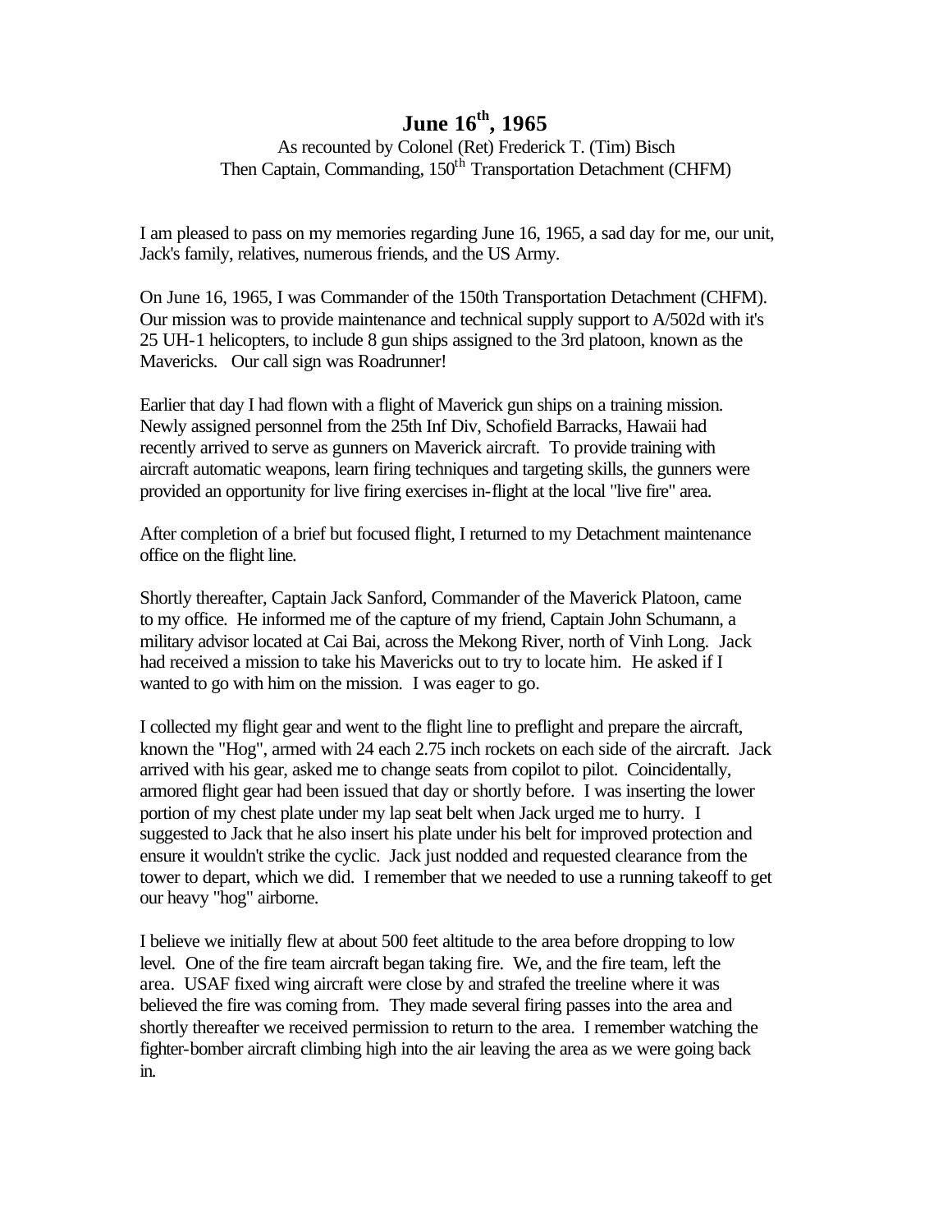# June 16th, 1965

As recounted by Colonel (Ret) Frederick T. (Tim) Bisch
Then Captain, Commanding, 150th Transportation Detachment (CHFM)

I am pleased to pass on my memories regarding June 16, 1965, a sad day for me, our unit, Jack's family, relatives, numerous friends, and the US Army.

On June 16, 1965, I was Commander of the 150th Transportation Detachment (CHFM). Our mission was to provide maintenance and technical supply support to A/502d with it's 25 UH-1 helicopters, to include 8 gun ships assigned to the 3rd platoon, known as the Mavericks. Our call sign was Roadrunner!

Earlier that day I had flown with a flight of Maverick gun ships on a training mission. Newly assigned personnel from the 25th Inf Div, Schofield Barracks, Hawaii had recently arrived to serve as gunners on Maverick aircraft. To provide training with aircraft automatic weapons, learn firing techniques and targeting skills, the gunners were provided an opportunity for live firing exercises in-flight at the local "live fire" area.

After completion of a brief but focused flight, I returned to my Detachment maintenance office on the flight line.

Shortly thereafter, Captain Jack Sanford, Commander of the Maverick Platoon, came to my office. He informed me of the capture of my friend, Captain John Schumann, a military advisor located at Cai Bai, across the Mekong River, north of Vinh Long. Jack had received a mission to take his Mavericks out to try to locate him. He asked if I wanted to go with him on the mission. I was eager to go.

I collected my flight gear and went to the flight line to preflight and prepare the aircraft, known the "Hog", armed with 24 each 2.75 inch rockets on each side of the aircraft. Jack arrived with his gear, asked me to change seats from copilot to pilot. Coincidentally, armored flight gear had been issued that day or shortly before. I was inserting the lower portion of my chest plate under my lap seat belt when Jack urged me to hurry. I suggested to Jack that he also insert his plate under his belt for improved protection and ensure it wouldn't strike the cyclic. Jack just nodded and requested clearance from the tower to depart, which we did. I remember that we needed to use a running takeoff to get our heavy "hog" airborne.

I believe we initially flew at about 500 feet altitude to the area before dropping to low level. One of the fire team aircraft began taking fire. We, and the fire team, left the area. USAF fixed wing aircraft were close by and strafed the treeline where it was believed the fire was coming from. They made several firing passes into the area and shortly thereafter we received permission to return to the area. I remember watching the fighter-bomber aircraft climbing high into the air leaving the area as we were going back in.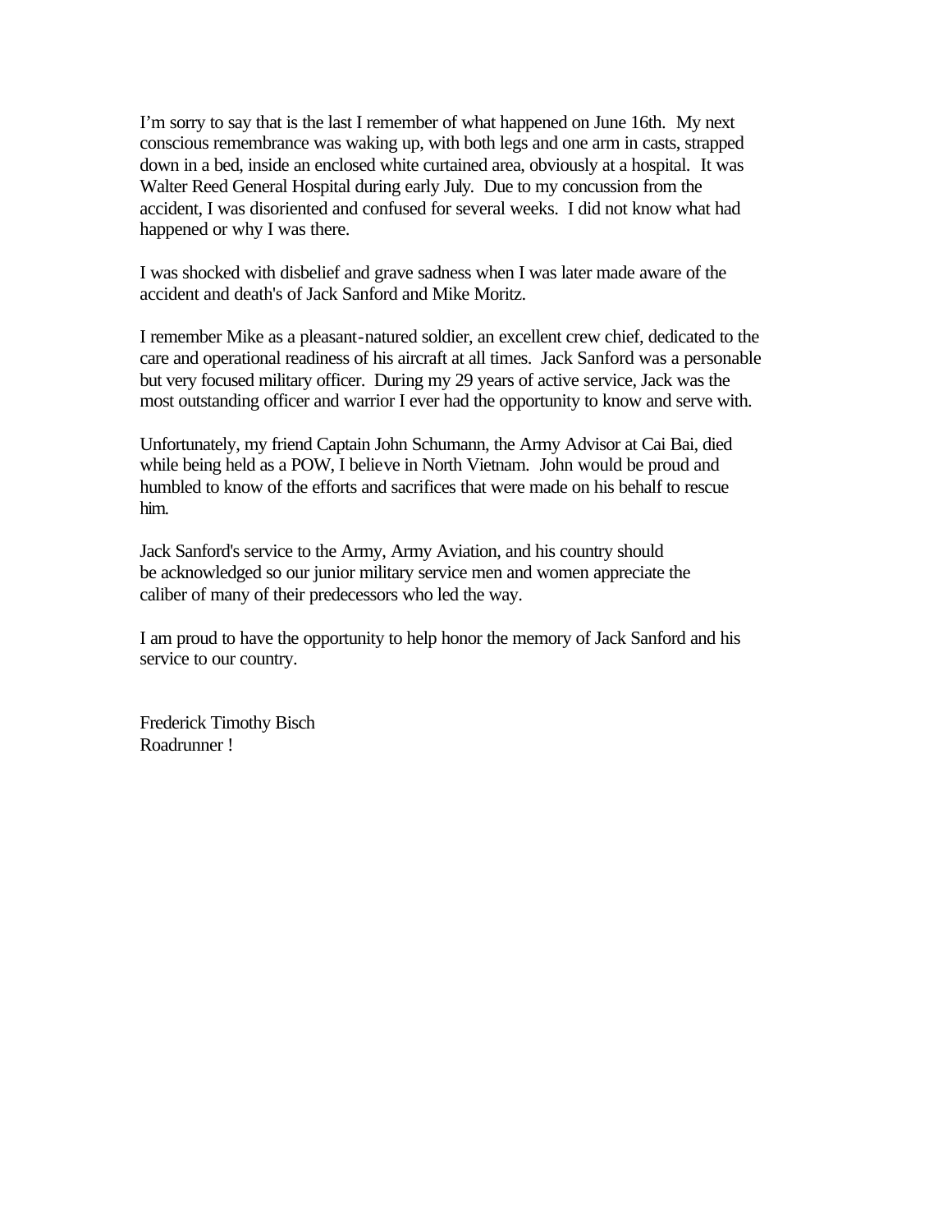I'm sorry to say that is the last I remember of what happened on June 16th. My next conscious remembrance was waking up, with both legs and one arm in casts, strapped down in a bed, inside an enclosed white curtained area, obviously at a hospital. It was Walter Reed General Hospital during early July. Due to my concussion from the accident, I was disoriented and confused for several weeks. I did not know what had happened or why I was there.

I was shocked with disbelief and grave sadness when I was later made aware of the accident and death's of Jack Sanford and Mike Moritz.

I remember Mike as a pleasant-natured soldier, an excellent crew chief, dedicated to the care and operational readiness of his aircraft at all times. Jack Sanford was a personable but very focused military officer. During my 29 years of active service, Jack was the most outstanding officer and warrior I ever had the opportunity to know and serve with.

Unfortunately, my friend Captain John Schumann, the Army Advisor at Cai Bai, died while being held as a POW, I believe in North Vietnam. John would be proud and humbled to know of the efforts and sacrifices that were made on his behalf to rescue him.

Jack Sanford's service to the Army, Army Aviation, and his country should be acknowledged so our junior military service men and women appreciate the caliber of many of their predecessors who led the way.

I am proud to have the opportunity to help honor the memory of Jack Sanford and his service to our country.

Frederick Timothy Bisch  
Roadrunner !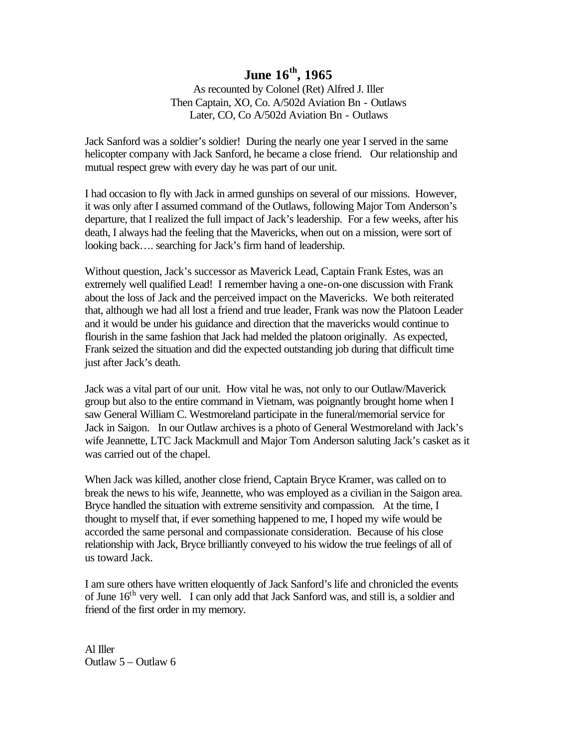# June 16th, 1965

As recounted by Colonel (Ret) Alfred J. Iller
Then Captain, XO, Co. A/502d Aviation Bn - Outlaws
Later, CO, Co A/502d Aviation Bn - Outlaws

Jack Sanford was a soldier's soldier! During the nearly one year I served in the same helicopter company with Jack Sanford, he became a close friend. Our relationship and mutual respect grew with every day he was part of our unit.

I had occasion to fly with Jack in armed gunships on several of our missions. However, it was only after I assumed command of the Outlaws, following Major Tom Anderson's departure, that I realized the full impact of Jack's leadership. For a few weeks, after his death, I always had the feeling that the Mavericks, when out on a mission, were sort of looking back…. searching for Jack's firm hand of leadership.

Without question, Jack's successor as Maverick Lead, Captain Frank Estes, was an extremely well qualified Lead! I remember having a one-on-one discussion with Frank about the loss of Jack and the perceived impact on the Mavericks. We both reiterated that, although we had all lost a friend and true leader, Frank was now the Platoon Leader and it would be under his guidance and direction that the mavericks would continue to flourish in the same fashion that Jack had melded the platoon originally. As expected, Frank seized the situation and did the expected outstanding job during that difficult time just after Jack's death.

Jack was a vital part of our unit. How vital he was, not only to our Outlaw/Maverick group but also to the entire command in Vietnam, was poignantly brought home when I saw General William C. Westmoreland participate in the funeral/memorial service for Jack in Saigon. In our Outlaw archives is a photo of General Westmoreland with Jack's wife Jeannette, LTC Jack Mackmull and Major Tom Anderson saluting Jack's casket as it was carried out of the chapel.

When Jack was killed, another close friend, Captain Bryce Kramer, was called on to break the news to his wife, Jeannette, who was employed as a civilian in the Saigon area. Bryce handled the situation with extreme sensitivity and compassion. At the time, I thought to myself that, if ever something happened to me, I hoped my wife would be accorded the same personal and compassionate consideration. Because of his close relationship with Jack, Bryce brilliantly conveyed to his widow the true feelings of all of us toward Jack.

I am sure others have written eloquently of Jack Sanford's life and chronicled the events of June 16th very well. I can only add that Jack Sanford was, and still is, a soldier and friend of the first order in my memory.

Al Iller
Outlaw 5 – Outlaw 6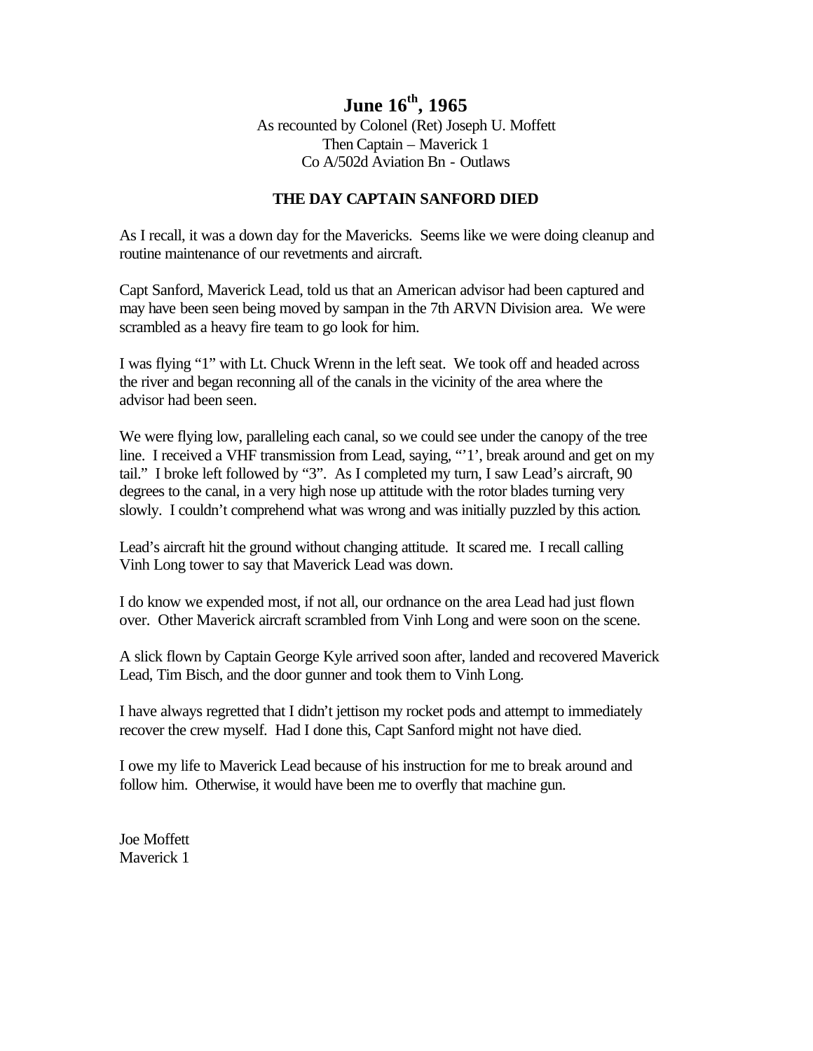# June 16th, 1965

As recounted by Colonel (Ret) Joseph U. Moffett
Then Captain – Maverick 1
Co A/502d Aviation Bn - Outlaws

## THE DAY CAPTAIN SANFORD DIED

As I recall, it was a down day for the Mavericks. Seems like we were doing cleanup and routine maintenance of our revetments and aircraft.

Capt Sanford, Maverick Lead, told us that an American advisor had been captured and may have been seen being moved by sampan in the 7th ARVN Division area. We were scrambled as a heavy fire team to go look for him.

I was flying "1" with Lt. Chuck Wrenn in the left seat. We took off and headed across the river and began reconning all of the canals in the vicinity of the area where the advisor had been seen.

We were flying low, paralleling each canal, so we could see under the canopy of the tree line. I received a VHF transmission from Lead, saying, "'1', break around and get on my tail." I broke left followed by "3". As I completed my turn, I saw Lead's aircraft, 90 degrees to the canal, in a very high nose up attitude with the rotor blades turning very slowly. I couldn't comprehend what was wrong and was initially puzzled by this action.

Lead's aircraft hit the ground without changing attitude. It scared me. I recall calling Vinh Long tower to say that Maverick Lead was down.

I do know we expended most, if not all, our ordnance on the area Lead had just flown over. Other Maverick aircraft scrambled from Vinh Long and were soon on the scene.

A slick flown by Captain George Kyle arrived soon after, landed and recovered Maverick Lead, Tim Bisch, and the door gunner and took them to Vinh Long.

I have always regretted that I didn't jettison my rocket pods and attempt to immediately recover the crew myself. Had I done this, Capt Sanford might not have died.

I owe my life to Maverick Lead because of his instruction for me to break around and follow him. Otherwise, it would have been me to overfly that machine gun.

Joe Moffett
Maverick 1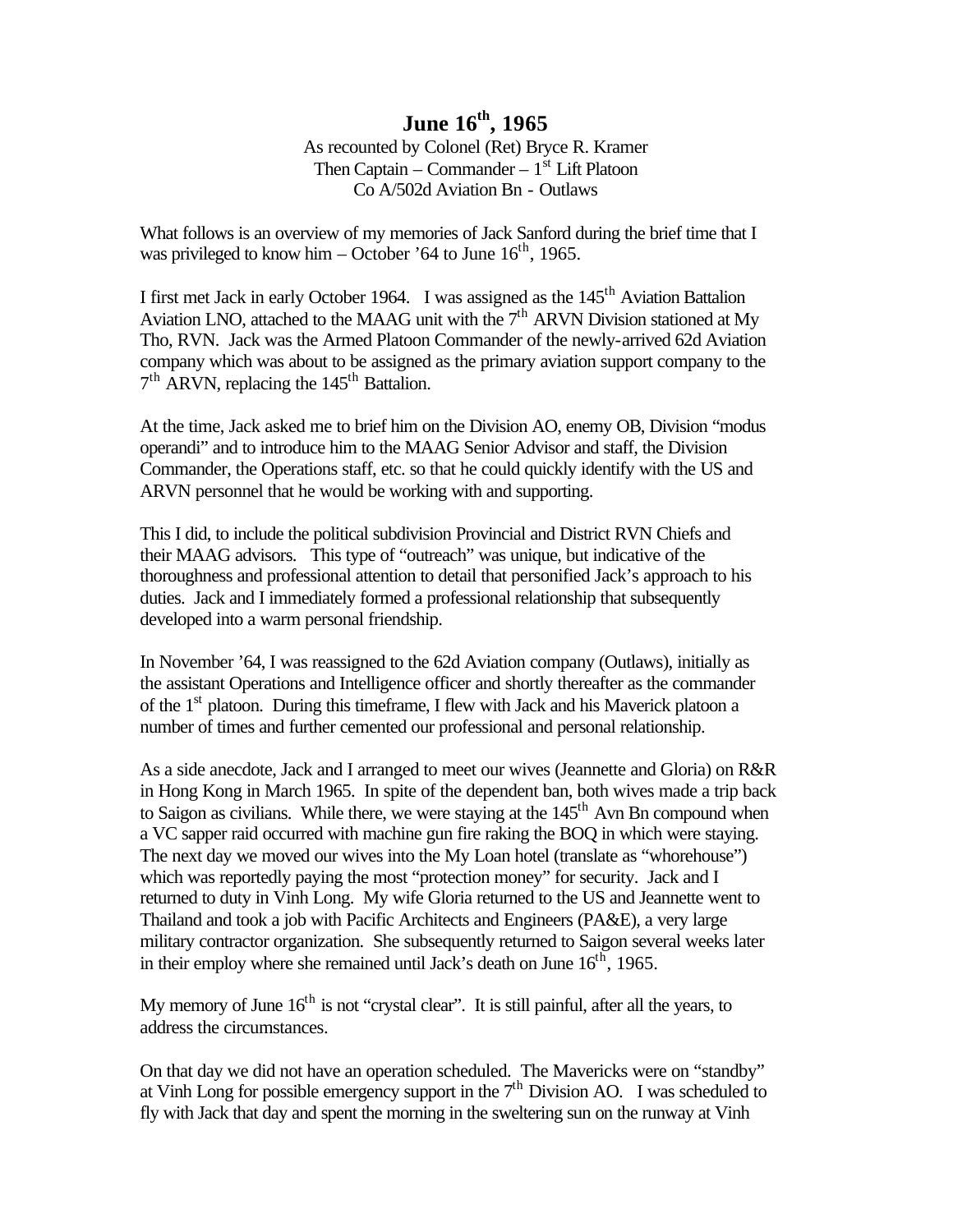# June 16th, 1965

As recounted by Colonel (Ret) Bryce R. Kramer
Then Captain – Commander – 1st Lift Platoon
Co A/502d Aviation Bn - Outlaws

What follows is an overview of my memories of Jack Sanford during the brief time that I was privileged to know him – October '64 to June 16th, 1965.

I first met Jack in early October 1964. I was assigned as the 145th Aviation Battalion Aviation LNO, attached to the MAAG unit with the 7th ARVN Division stationed at My Tho, RVN. Jack was the Armed Platoon Commander of the newly-arrived 62d Aviation company which was about to be assigned as the primary aviation support company to the 7th ARVN, replacing the 145th Battalion.

At the time, Jack asked me to brief him on the Division AO, enemy OB, Division "modus operandi" and to introduce him to the MAAG Senior Advisor and staff, the Division Commander, the Operations staff, etc. so that he could quickly identify with the US and ARVN personnel that he would be working with and supporting.

This I did, to include the political subdivision Provincial and District RVN Chiefs and their MAAG advisors. This type of "outreach" was unique, but indicative of the thoroughness and professional attention to detail that personified Jack's approach to his duties. Jack and I immediately formed a professional relationship that subsequently developed into a warm personal friendship.

In November '64, I was reassigned to the 62d Aviation company (Outlaws), initially as the assistant Operations and Intelligence officer and shortly thereafter as the commander of the 1st platoon. During this timeframe, I flew with Jack and his Maverick platoon a number of times and further cemented our professional and personal relationship.

As a side anecdote, Jack and I arranged to meet our wives (Jeannette and Gloria) on R&R in Hong Kong in March 1965. In spite of the dependent ban, both wives made a trip back to Saigon as civilians. While there, we were staying at the 145th Avn Bn compound when a VC sapper raid occurred with machine gun fire raking the BOQ in which were staying. The next day we moved our wives into the My Loan hotel (translate as "whorehouse") which was reportedly paying the most "protection money" for security. Jack and I returned to duty in Vinh Long. My wife Gloria returned to the US and Jeannette went to Thailand and took a job with Pacific Architects and Engineers (PA&E), a very large military contractor organization. She subsequently returned to Saigon several weeks later in their employ where she remained until Jack's death on June 16th, 1965.

My memory of June 16th is not "crystal clear". It is still painful, after all the years, to address the circumstances.

On that day we did not have an operation scheduled. The Mavericks were on "standby" at Vinh Long for possible emergency support in the 7th Division AO. I was scheduled to fly with Jack that day and spent the morning in the sweltering sun on the runway at Vinh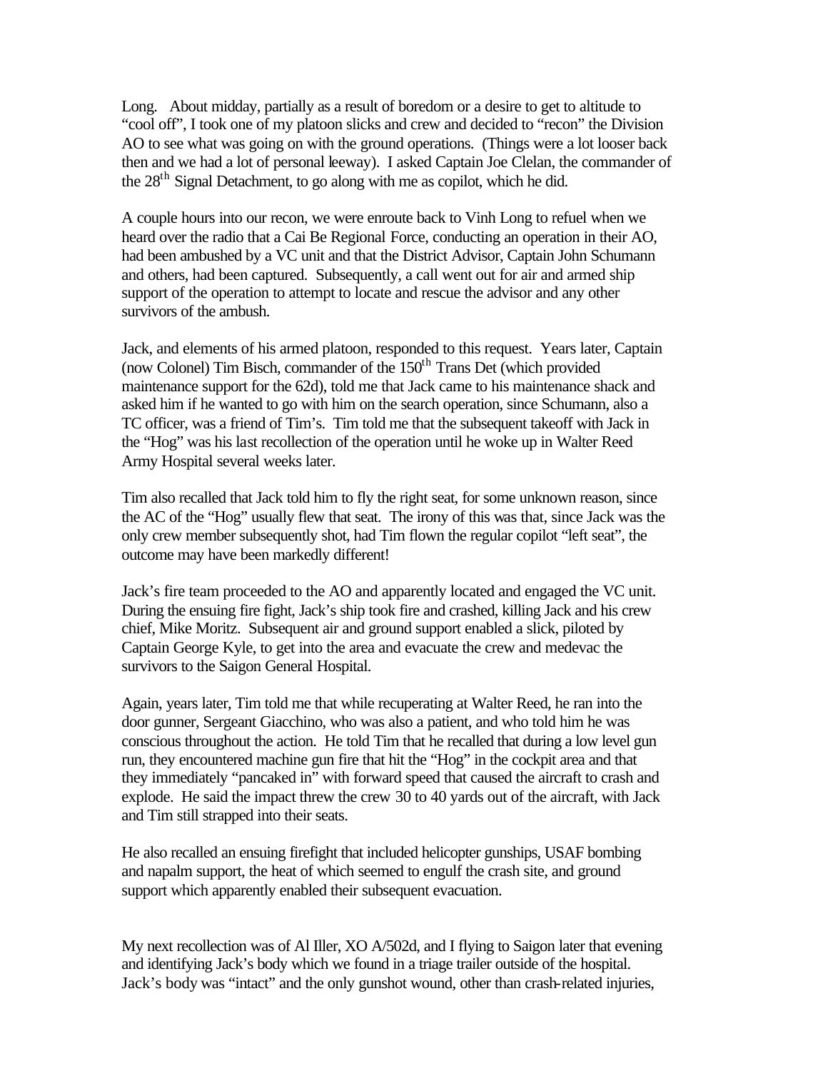Long. About midday, partially as a result of boredom or a desire to get to altitude to "cool off", I took one of my platoon slicks and crew and decided to "recon" the Division AO to see what was going on with the ground operations. (Things were a lot looser back then and we had a lot of personal leeway). I asked Captain Joe Clelan, the commander of the 28th Signal Detachment, to go along with me as copilot, which he did.

A couple hours into our recon, we were enroute back to Vinh Long to refuel when we heard over the radio that a Cai Be Regional Force, conducting an operation in their AO, had been ambushed by a VC unit and that the District Advisor, Captain John Schumann and others, had been captured. Subsequently, a call went out for air and armed ship support of the operation to attempt to locate and rescue the advisor and any other survivors of the ambush.

Jack, and elements of his armed platoon, responded to this request. Years later, Captain (now Colonel) Tim Bisch, commander of the 150th Trans Det (which provided maintenance support for the 62d), told me that Jack came to his maintenance shack and asked him if he wanted to go with him on the search operation, since Schumann, also a TC officer, was a friend of Tim's. Tim told me that the subsequent takeoff with Jack in the "Hog" was his last recollection of the operation until he woke up in Walter Reed Army Hospital several weeks later.

Tim also recalled that Jack told him to fly the right seat, for some unknown reason, since the AC of the "Hog" usually flew that seat. The irony of this was that, since Jack was the only crew member subsequently shot, had Tim flown the regular copilot "left seat", the outcome may have been markedly different!

Jack's fire team proceeded to the AO and apparently located and engaged the VC unit. During the ensuing fire fight, Jack's ship took fire and crashed, killing Jack and his crew chief, Mike Moritz. Subsequent air and ground support enabled a slick, piloted by Captain George Kyle, to get into the area and evacuate the crew and medevac the survivors to the Saigon General Hospital.

Again, years later, Tim told me that while recuperating at Walter Reed, he ran into the door gunner, Sergeant Giacchino, who was also a patient, and who told him he was conscious throughout the action. He told Tim that he recalled that during a low level gun run, they encountered machine gun fire that hit the "Hog" in the cockpit area and that they immediately "pancaked in" with forward speed that caused the aircraft to crash and explode. He said the impact threw the crew 30 to 40 yards out of the aircraft, with Jack and Tim still strapped into their seats.

He also recalled an ensuing firefight that included helicopter gunships, USAF bombing and napalm support, the heat of which seemed to engulf the crash site, and ground support which apparently enabled their subsequent evacuation.

My next recollection was of Al Iller, XO A/502d, and I flying to Saigon later that evening and identifying Jack's body which we found in a triage trailer outside of the hospital. Jack's body was "intact" and the only gunshot wound, other than crash-related injuries,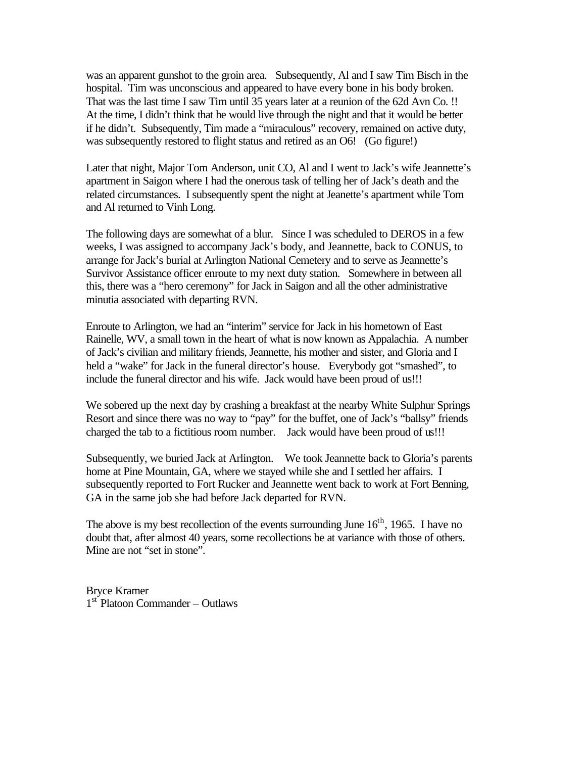was an apparent gunshot to the groin area. Subsequently, Al and I saw Tim Bisch in the hospital. Tim was unconscious and appeared to have every bone in his body broken. That was the last time I saw Tim until 35 years later at a reunion of the 62d Avn Co. !! At the time, I didn't think that he would live through the night and that it would be better if he didn't. Subsequently, Tim made a "miraculous" recovery, remained on active duty, was subsequently restored to flight status and retired as an O6! (Go figure!)

Later that night, Major Tom Anderson, unit CO, Al and I went to Jack's wife Jeannette's apartment in Saigon where I had the onerous task of telling her of Jack's death and the related circumstances. I subsequently spent the night at Jeanette's apartment while Tom and Al returned to Vinh Long.

The following days are somewhat of a blur. Since I was scheduled to DEROS in a few weeks, I was assigned to accompany Jack's body, and Jeannette, back to CONUS, to arrange for Jack's burial at Arlington National Cemetery and to serve as Jeannette's Survivor Assistance officer enroute to my next duty station. Somewhere in between all this, there was a "hero ceremony" for Jack in Saigon and all the other administrative minutia associated with departing RVN.

Enroute to Arlington, we had an "interim" service for Jack in his hometown of East Rainelle, WV, a small town in the heart of what is now known as Appalachia. A number of Jack's civilian and military friends, Jeannette, his mother and sister, and Gloria and I held a "wake" for Jack in the funeral director's house. Everybody got "smashed", to include the funeral director and his wife. Jack would have been proud of us!!!

We sobered up the next day by crashing a breakfast at the nearby White Sulphur Springs Resort and since there was no way to "pay" for the buffet, one of Jack's "ballsy" friends charged the tab to a fictitious room number. Jack would have been proud of us!!!

Subsequently, we buried Jack at Arlington. We took Jeannette back to Gloria's parents home at Pine Mountain, GA, where we stayed while she and I settled her affairs. I subsequently reported to Fort Rucker and Jeannette went back to work at Fort Benning, GA in the same job she had before Jack departed for RVN.

The above is my best recollection of the events surrounding June 16th, 1965. I have no doubt that, after almost 40 years, some recollections be at variance with those of others. Mine are not "set in stone".

Bryce Kramer
1st Platoon Commander – Outlaws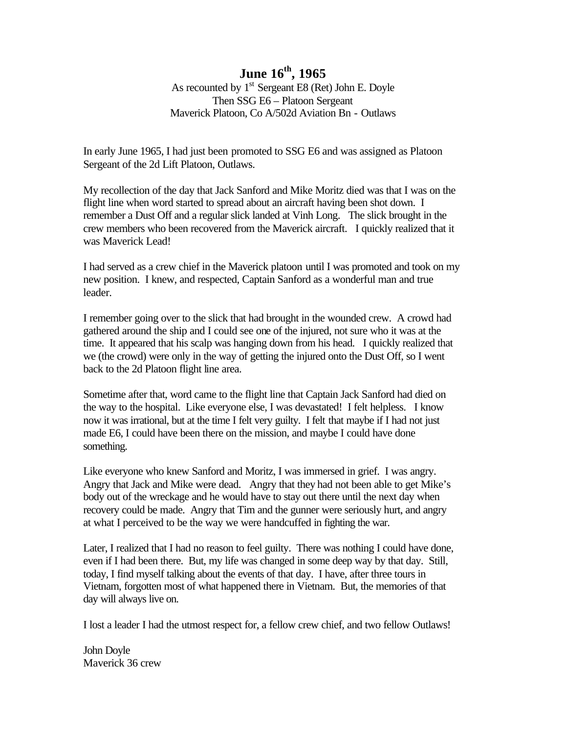# June 16th, 1965

As recounted by 1st Sergeant E8 (Ret) John E. Doyle
Then SSG E6 – Platoon Sergeant
Maverick Platoon, Co A/502d Aviation Bn - Outlaws

In early June 1965, I had just been promoted to SSG E6 and was assigned as Platoon Sergeant of the 2d Lift Platoon, Outlaws.

My recollection of the day that Jack Sanford and Mike Moritz died was that I was on the flight line when word started to spread about an aircraft having been shot down. I remember a Dust Off and a regular slick landed at Vinh Long. The slick brought in the crew members who been recovered from the Maverick aircraft. I quickly realized that it was Maverick Lead!

I had served as a crew chief in the Maverick platoon until I was promoted and took on my new position. I knew, and respected, Captain Sanford as a wonderful man and true leader.

I remember going over to the slick that had brought in the wounded crew. A crowd had gathered around the ship and I could see one of the injured, not sure who it was at the time. It appeared that his scalp was hanging down from his head. I quickly realized that we (the crowd) were only in the way of getting the injured onto the Dust Off, so I went back to the 2d Platoon flight line area.

Sometime after that, word came to the flight line that Captain Jack Sanford had died on the way to the hospital. Like everyone else, I was devastated! I felt helpless. I know now it was irrational, but at the time I felt very guilty. I felt that maybe if I had not just made E6, I could have been there on the mission, and maybe I could have done something.

Like everyone who knew Sanford and Moritz, I was immersed in grief. I was angry. Angry that Jack and Mike were dead. Angry that they had not been able to get Mike's body out of the wreckage and he would have to stay out there until the next day when recovery could be made. Angry that Tim and the gunner were seriously hurt, and angry at what I perceived to be the way we were handcuffed in fighting the war.

Later, I realized that I had no reason to feel guilty. There was nothing I could have done, even if I had been there. But, my life was changed in some deep way by that day. Still, today, I find myself talking about the events of that day. I have, after three tours in Vietnam, forgotten most of what happened there in Vietnam. But, the memories of that day will always live on.

I lost a leader I had the utmost respect for, a fellow crew chief, and two fellow Outlaws!

John Doyle
Maverick 36 crew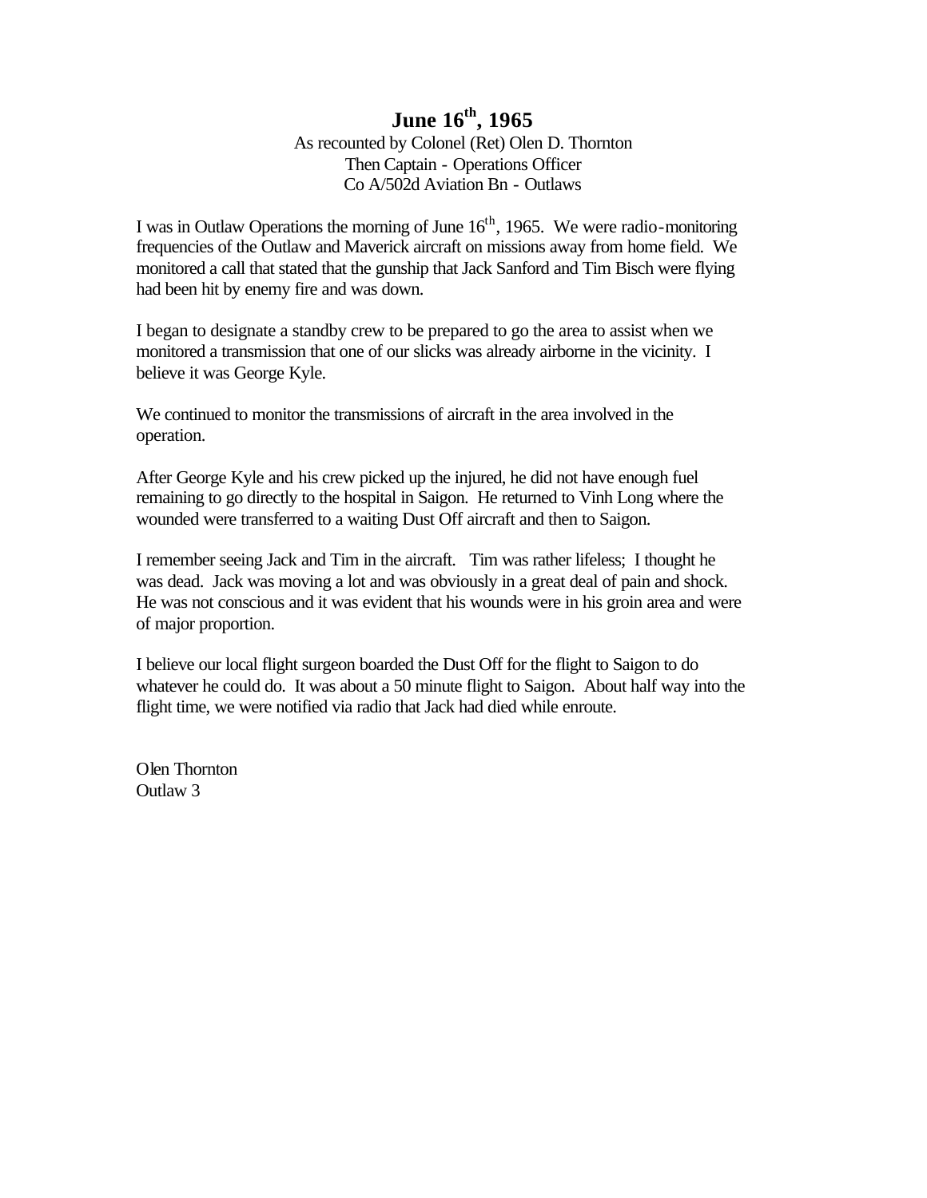# June 16th, 1965

As recounted by Colonel (Ret) Olen D. Thornton
Then Captain - Operations Officer
Co A/502d Aviation Bn - Outlaws

I was in Outlaw Operations the morning of June 16th, 1965. We were radio-monitoring frequencies of the Outlaw and Maverick aircraft on missions away from home field. We monitored a call that stated that the gunship that Jack Sanford and Tim Bisch were flying had been hit by enemy fire and was down.

I began to designate a standby crew to be prepared to go the area to assist when we monitored a transmission that one of our slicks was already airborne in the vicinity. I believe it was George Kyle.

We continued to monitor the transmissions of aircraft in the area involved in the operation.

After George Kyle and his crew picked up the injured, he did not have enough fuel remaining to go directly to the hospital in Saigon. He returned to Vinh Long where the wounded were transferred to a waiting Dust Off aircraft and then to Saigon.

I remember seeing Jack and Tim in the aircraft. Tim was rather lifeless; I thought he was dead. Jack was moving a lot and was obviously in a great deal of pain and shock. He was not conscious and it was evident that his wounds were in his groin area and were of major proportion.

I believe our local flight surgeon boarded the Dust Off for the flight to Saigon to do whatever he could do. It was about a 50 minute flight to Saigon. About half way into the flight time, we were notified via radio that Jack had died while enroute.

Olen Thornton
Outlaw 3